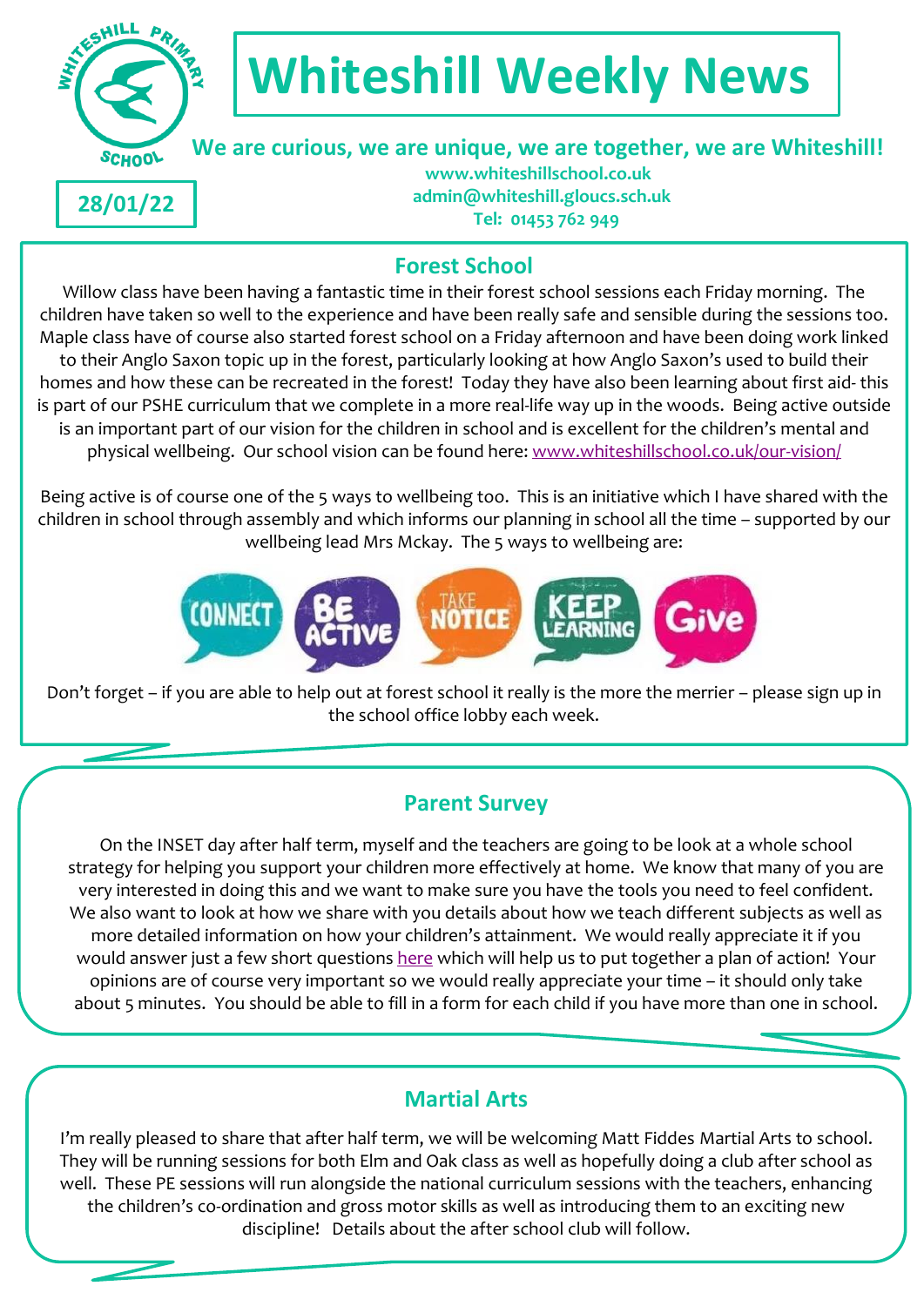# Whiteshill Weekly News

**We are curious, we are unique, we are together, we are Whiteshill!**

www.whiteshillschool.co.uk
admin@whiteshill.gloucs.sch.uk
Tel: 01453 762 949

**28/01/22**

## Forest School

Willow class have been having a fantastic time in their forest school sessions each Friday morning. The children have taken so well to the experience and have been really safe and sensible during the sessions too. Maple class have of course also started forest school on a Friday afternoon and have been doing work linked to their Anglo Saxon topic up in the forest, particularly looking at how Anglo Saxon's used to build their homes and how these can be recreated in the forest! Today they have also been learning about first aid- this is part of our PSHE curriculum that we complete in a more real-life way up in the woods. Being active outside is an important part of our vision for the children in school and is excellent for the children's mental and physical wellbeing. Our school vision can be found here: [www.whiteshillschool.co.uk/our-vision/](www.whiteshillschool.co.uk/our-vision/)

Being active is of course one of the 5 ways to wellbeing too. This is an initiative which I have shared with the children in school through assembly and which informs our planning in school all the time – supported by our wellbeing lead Mrs Mckay. The 5 ways to wellbeing are:

CONNECT | BE ACTIVE | TAKE NOTICE | KEEP LEARNING | Give

Don't forget – if you are able to help out at forest school it really is the more the merrier – please sign up in the school office lobby each week.

## Parent Survey

On the INSET day after half term, myself and the teachers are going to be look at a whole school strategy for helping you support your children more effectively at home. We know that many of you are very interested in doing this and we want to make sure you have the tools you need to feel confident. We also want to look at how we share with you details about how we teach different subjects as well as more detailed information on how your children's attainment. We would really appreciate it if you would answer just a few short questions here which will help us to put together a plan of action! Your opinions are of course very important so we would really appreciate your time – it should only take about 5 minutes. You should be able to fill in a form for each child if you have more than one in school.

## Martial Arts

I'm really pleased to share that after half term, we will be welcoming Matt Fiddes Martial Arts to school. They will be running sessions for both Elm and Oak class as well as hopefully doing a club after school as well. These PE sessions will run alongside the national curriculum sessions with the teachers, enhancing the children's co-ordination and gross motor skills as well as introducing them to an exciting new discipline! Details about the after school club will follow.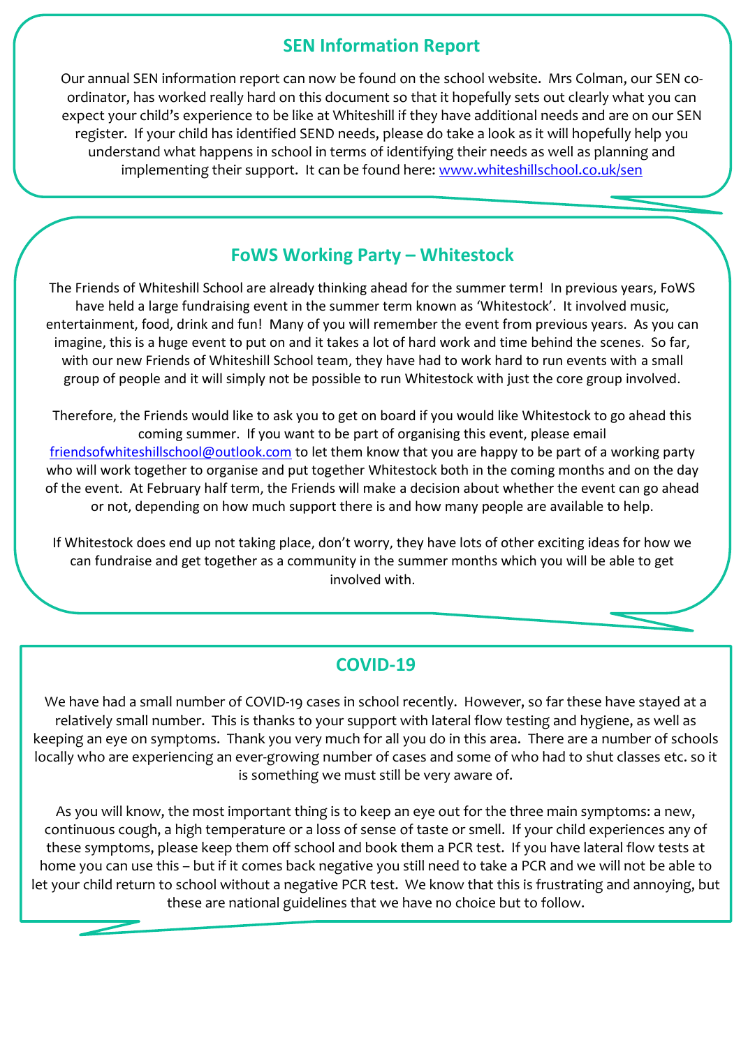## SEN Information Report

Our annual SEN information report can now be found on the school website. Mrs Colman, our SEN co-ordinator, has worked really hard on this document so that it hopefully sets out clearly what you can expect your child's experience to be like at Whiteshill if they have additional needs and are on our SEN register. If your child has identified SEND needs, please do take a look as it will hopefully help you understand what happens in school in terms of identifying their needs as well as planning and implementing their support. It can be found here: [www.whiteshillschool.co.uk/sen](www.whiteshillschool.co.uk/sen)

## FoWS Working Party – Whitestock

The Friends of Whiteshill School are already thinking ahead for the summer term! In previous years, FoWS have held a large fundraising event in the summer term known as 'Whitestock'. It involved music, entertainment, food, drink and fun! Many of you will remember the event from previous years. As you can imagine, this is a huge event to put on and it takes a lot of hard work and time behind the scenes. So far, with our new Friends of Whiteshill School team, they have had to work hard to run events with a small group of people and it will simply not be possible to run Whitestock with just the core group involved.

Therefore, the Friends would like to ask you to get on board if you would like Whitestock to go ahead this coming summer. If you want to be part of organising this event, please email [friendsofwhiteshillschool@outlook.com](mailto:friendsofwhiteshillschool@outlook.com) to let them know that you are happy to be part of a working party who will work together to organise and put together Whitestock both in the coming months and on the day of the event. At February half term, the Friends will make a decision about whether the event can go ahead or not, depending on how much support there is and how many people are available to help.

If Whitestock does end up not taking place, don't worry, they have lots of other exciting ideas for how we can fundraise and get together as a community in the summer months which you will be able to get involved with.

## COVID-19

We have had a small number of COVID-19 cases in school recently. However, so far these have stayed at a relatively small number. This is thanks to your support with lateral flow testing and hygiene, as well as keeping an eye on symptoms. Thank you very much for all you do in this area. There are a number of schools locally who are experiencing an ever-growing number of cases and some of who had to shut classes etc. so it is something we must still be very aware of.

As you will know, the most important thing is to keep an eye out for the three main symptoms: a new, continuous cough, a high temperature or a loss of sense of taste or smell. If your child experiences any of these symptoms, please keep them off school and book them a PCR test. If you have lateral flow tests at home you can use this – but if it comes back negative you still need to take a PCR and we will not be able to let your child return to school without a negative PCR test. We know that this is frustrating and annoying, but these are national guidelines that we have no choice but to follow.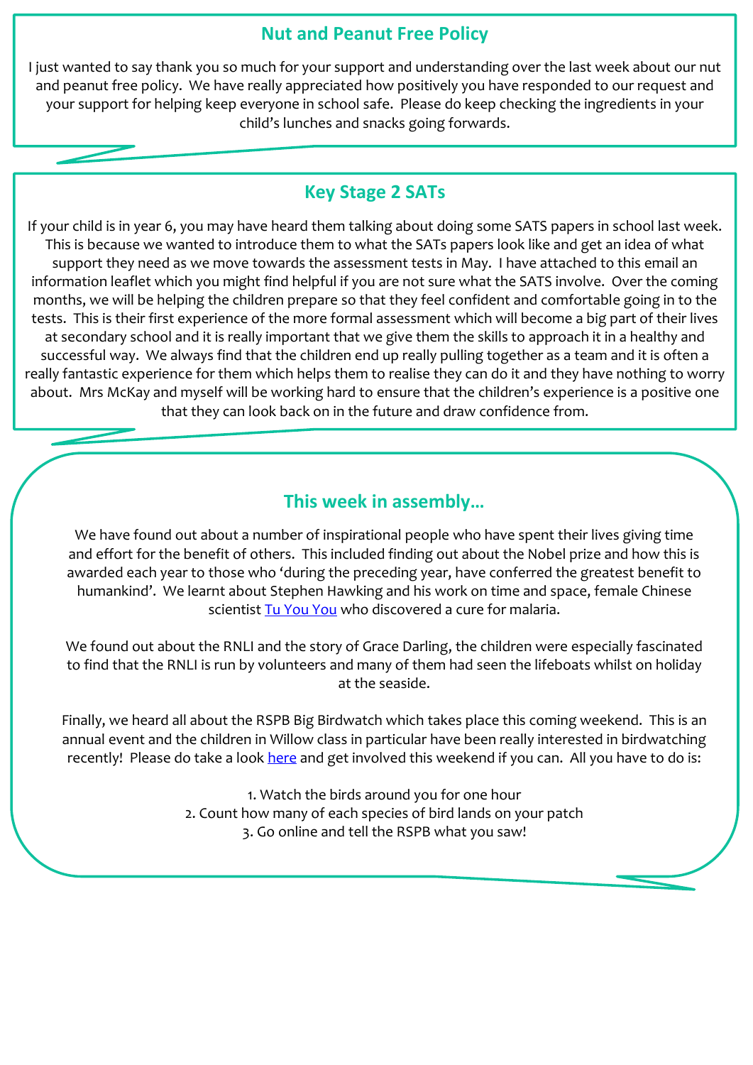## Nut and Peanut Free Policy

I just wanted to say thank you so much for your support and understanding over the last week about our nut and peanut free policy. We have really appreciated how positively you have responded to our request and your support for helping keep everyone in school safe. Please do keep checking the ingredients in your child's lunches and snacks going forwards.

## Key Stage 2 SATs

If your child is in year 6, you may have heard them talking about doing some SATS papers in school last week. This is because we wanted to introduce them to what the SATs papers look like and get an idea of what support they need as we move towards the assessment tests in May. I have attached to this email an information leaflet which you might find helpful if you are not sure what the SATS involve. Over the coming months, we will be helping the children prepare so that they feel confident and comfortable going in to the tests. This is their first experience of the more formal assessment which will become a big part of their lives at secondary school and it is really important that we give them the skills to approach it in a healthy and successful way. We always find that the children end up really pulling together as a team and it is often a really fantastic experience for them which helps them to realise they can do it and they have nothing to worry about. Mrs McKay and myself will be working hard to ensure that the children's experience is a positive one that they can look back on in the future and draw confidence from.

## This week in assembly…

We have found out about a number of inspirational people who have spent their lives giving time and effort for the benefit of others. This included finding out about the Nobel prize and how this is awarded each year to those who 'during the preceding year, have conferred the greatest benefit to humankind'. We learnt about Stephen Hawking and his work on time and space, female Chinese scientist Tu You You who discovered a cure for malaria.

We found out about the RNLI and the story of Grace Darling, the children were especially fascinated to find that the RNLI is run by volunteers and many of them had seen the lifeboats whilst on holiday at the seaside.

Finally, we heard all about the RSPB Big Birdwatch which takes place this coming weekend. This is an annual event and the children in Willow class in particular have been really interested in birdwatching recently! Please do take a look here and get involved this weekend if you can. All you have to do is:

1. Watch the birds around you for one hour
2. Count how many of each species of bird lands on your patch
3. Go online and tell the RSPB what you saw!